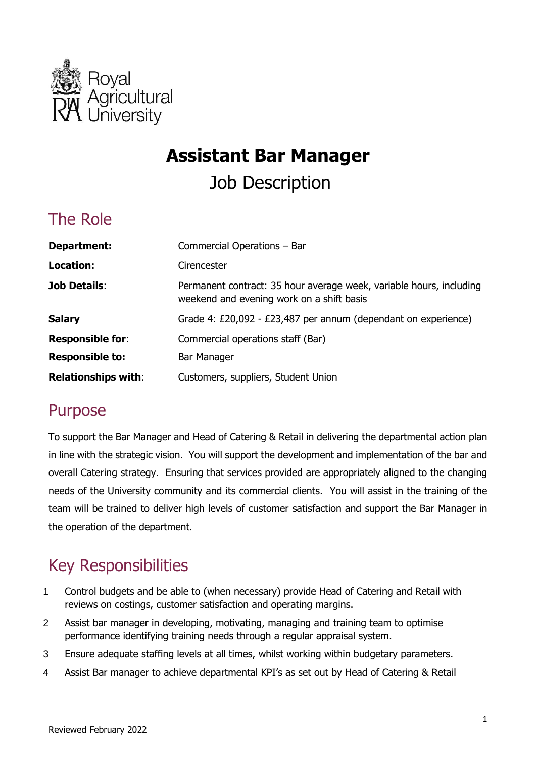Royal Agricultural University

# Assistant Bar Manager

Job Description

## The Role

| | |
|---|---|
| **Department:** | Commercial Operations – Bar |
| **Location:** | Cirencester |
| **Job Details**: | Permanent contract: 35 hour average week, variable hours, including weekend and evening work on a shift basis |
| **Salary** | Grade 4: £20,092 - £23,487 per annum (dependant on experience) |
| **Responsible for**: | Commercial operations staff (Bar) |
| **Responsible to:** | Bar Manager |
| **Relationships with**: | Customers, suppliers, Student Union |

## Purpose

To support the Bar Manager and Head of Catering & Retail in delivering the departmental action plan in line with the strategic vision. You will support the development and implementation of the bar and overall Catering strategy. Ensuring that services provided are appropriately aligned to the changing needs of the University community and its commercial clients. You will assist in the training of the team will be trained to deliver high levels of customer satisfaction and support the Bar Manager in the operation of the department.

## Key Responsibilities

1. Control budgets and be able to (when necessary) provide Head of Catering and Retail with reviews on costings, customer satisfaction and operating margins.
2. Assist bar manager in developing, motivating, managing and training team to optimise performance identifying training needs through a regular appraisal system.
3. Ensure adequate staffing levels at all times, whilst working within budgetary parameters.
4. Assist Bar manager to achieve departmental KPI's as set out by Head of Catering & Retail

Reviewed February 2022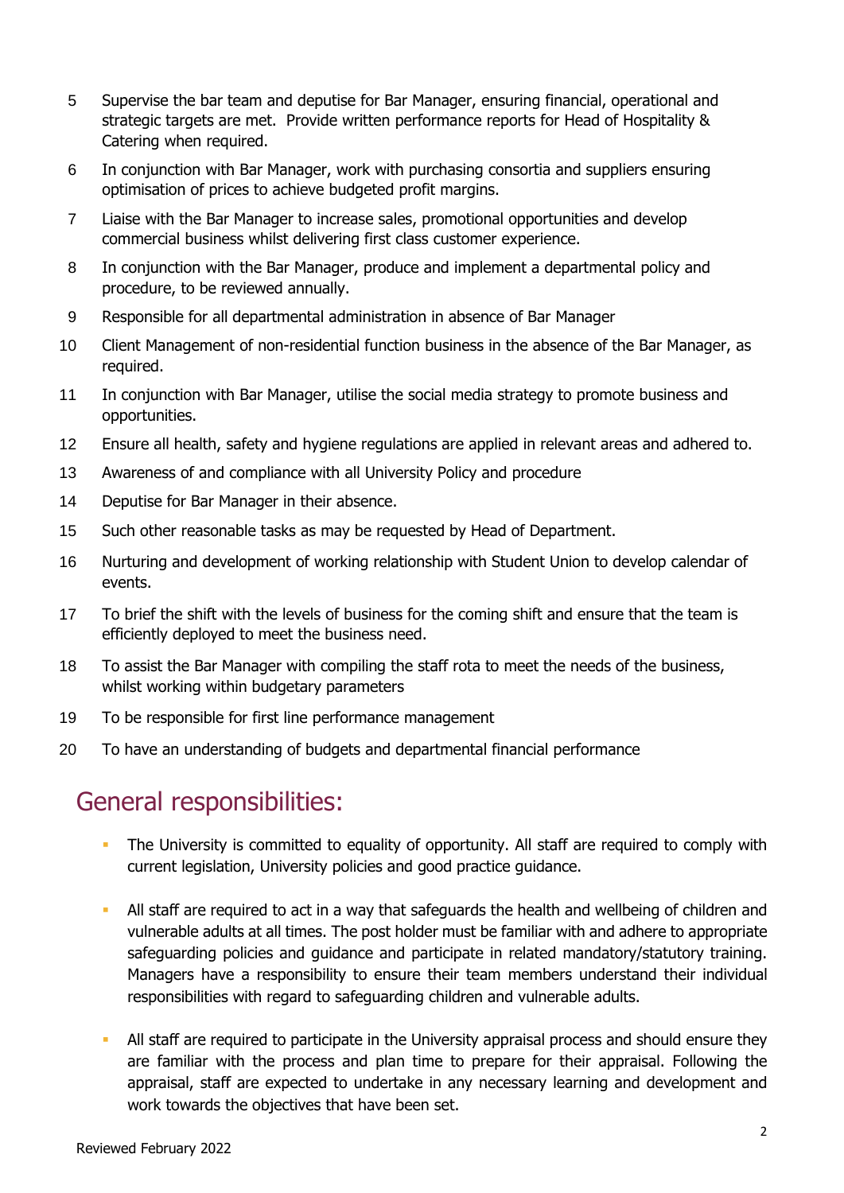5. Supervise the bar team and deputise for Bar Manager, ensuring financial, operational and strategic targets are met. Provide written performance reports for Head of Hospitality & Catering when required.
6. In conjunction with Bar Manager, work with purchasing consortia and suppliers ensuring optimisation of prices to achieve budgeted profit margins.
7. Liaise with the Bar Manager to increase sales, promotional opportunities and develop commercial business whilst delivering first class customer experience.
8. In conjunction with the Bar Manager, produce and implement a departmental policy and procedure, to be reviewed annually.
9. Responsible for all departmental administration in absence of Bar Manager
10. Client Management of non-residential function business in the absence of the Bar Manager, as required.
11. In conjunction with Bar Manager, utilise the social media strategy to promote business and opportunities.
12. Ensure all health, safety and hygiene regulations are applied in relevant areas and adhered to.
13. Awareness of and compliance with all University Policy and procedure
14. Deputise for Bar Manager in their absence.
15. Such other reasonable tasks as may be requested by Head of Department.
16. Nurturing and development of working relationship with Student Union to develop calendar of events.
17. To brief the shift with the levels of business for the coming shift and ensure that the team is efficiently deployed to meet the business need.
18. To assist the Bar Manager with compiling the staff rota to meet the needs of the business, whilst working within budgetary parameters
19. To be responsible for first line performance management
20. To have an understanding of budgets and departmental financial performance

## General responsibilities:

- The University is committed to equality of opportunity. All staff are required to comply with current legislation, University policies and good practice guidance.
- All staff are required to act in a way that safeguards the health and wellbeing of children and vulnerable adults at all times. The post holder must be familiar with and adhere to appropriate safeguarding policies and guidance and participate in related mandatory/statutory training. Managers have a responsibility to ensure their team members understand their individual responsibilities with regard to safeguarding children and vulnerable adults.
- All staff are required to participate in the University appraisal process and should ensure they are familiar with the process and plan time to prepare for their appraisal. Following the appraisal, staff are expected to undertake in any necessary learning and development and work towards the objectives that have been set.

Reviewed February 2022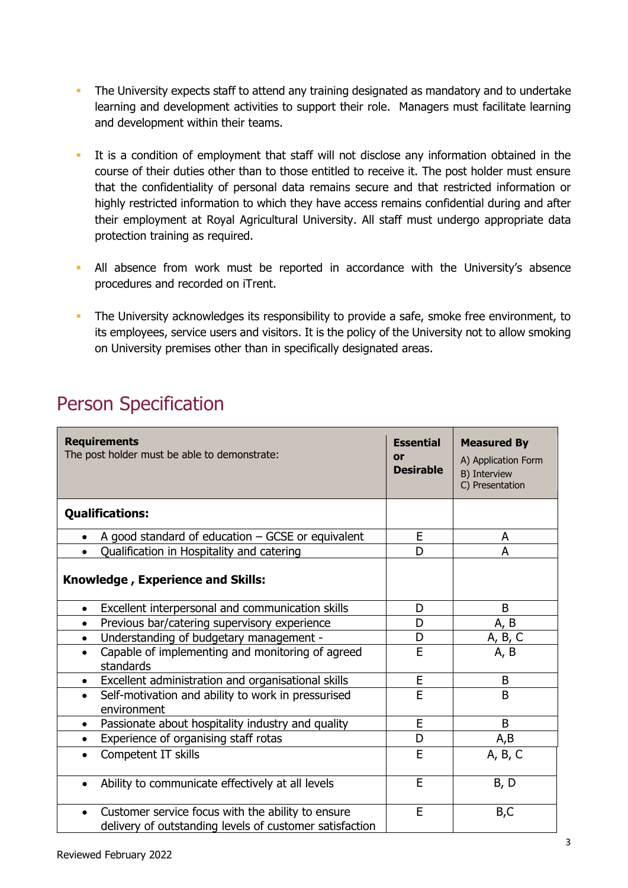- The University expects staff to attend any training designated as mandatory and to undertake learning and development activities to support their role. Managers must facilitate learning and development within their teams.

- It is a condition of employment that staff will not disclose any information obtained in the course of their duties other than to those entitled to receive it. The post holder must ensure that the confidentiality of personal data remains secure and that restricted information or highly restricted information to which they have access remains confidential during and after their employment at Royal Agricultural University. All staff must undergo appropriate data protection training as required.

- All absence from work must be reported in accordance with the University's absence procedures and recorded on iTrent.

- The University acknowledges its responsibility to provide a safe, smoke free environment, to its employees, service users and visitors. It is the policy of the University not to allow smoking on University premises other than in specifically designated areas.

## Person Specification

| **Requirements**<br>The post holder must be able to demonstrate: | **Essential or Desirable** | **Measured By**<br>A) Application Form<br>B) Interview<br>C) Presentation |
|---|---|---|
| **Qualifications:** | | |
| • A good standard of education – GCSE or equivalent | E | A |
| • Qualification in Hospitality and catering | D | A |
| **Knowledge , Experience and Skills:** | | |
| • Excellent interpersonal and communication skills | D | B |
| • Previous bar/catering supervisory experience | D | A, B |
| • Understanding of budgetary management - | D | A, B, C |
| • Capable of implementing and monitoring of agreed standards | E | A, B |
| • Excellent administration and organisational skills | E | B |
| • Self-motivation and ability to work in pressurised environment | E | B |
| • Passionate about hospitality industry and quality | E | B |
| • Experience of organising staff rotas | D | A,B |
| • Competent IT skills | E | A, B, C |
| • Ability to communicate effectively at all levels | E | B, D |
| • Customer service focus with the ability to ensure delivery of outstanding levels of customer satisfaction | E | B,C |

Reviewed February 2022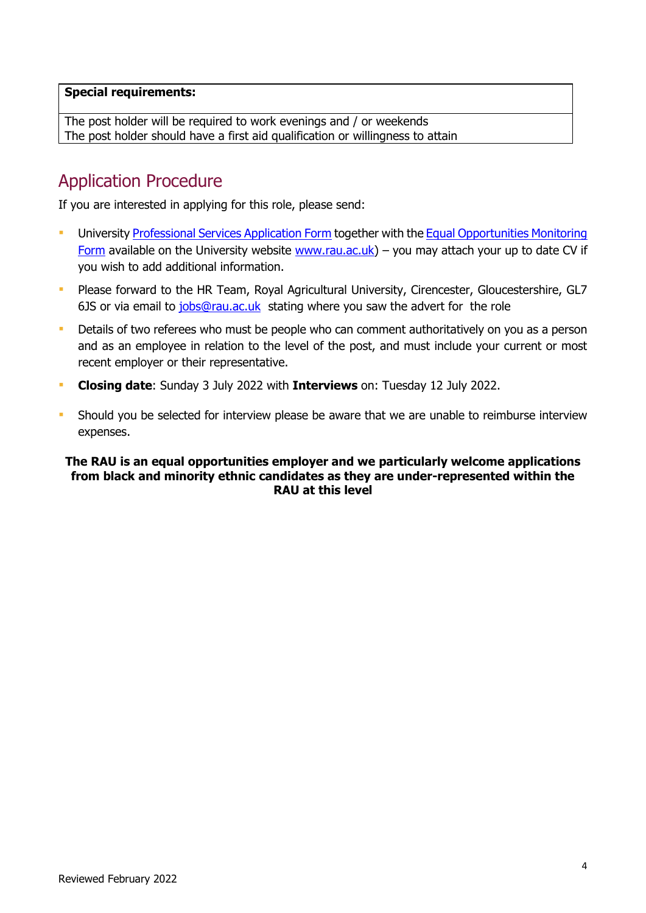| **Special requirements:** |
| --- |
| The post holder will be required to work evenings and / or weekends<br>The post holder should have a first aid qualification or willingness to attain |

## Application Procedure

If you are interested in applying for this role, please send:

- University Professional Services Application Form together with the Equal Opportunities Monitoring Form available on the University website www.rau.ac.uk) – you may attach your up to date CV if you wish to add additional information.
- Please forward to the HR Team, Royal Agricultural University, Cirencester, Gloucestershire, GL7 6JS or via email to jobs@rau.ac.uk stating where you saw the advert for the role
- Details of two referees who must be people who can comment authoritatively on you as a person and as an employee in relation to the level of the post, and must include your current or most recent employer or their representative.
- **Closing date**: Sunday 3 July 2022 with **Interviews** on: Tuesday 12 July 2022.
- Should you be selected for interview please be aware that we are unable to reimburse interview expenses.

**The RAU is an equal opportunities employer and we particularly welcome applications from black and minority ethnic candidates as they are under-represented within the RAU at this level**

Reviewed February 2022